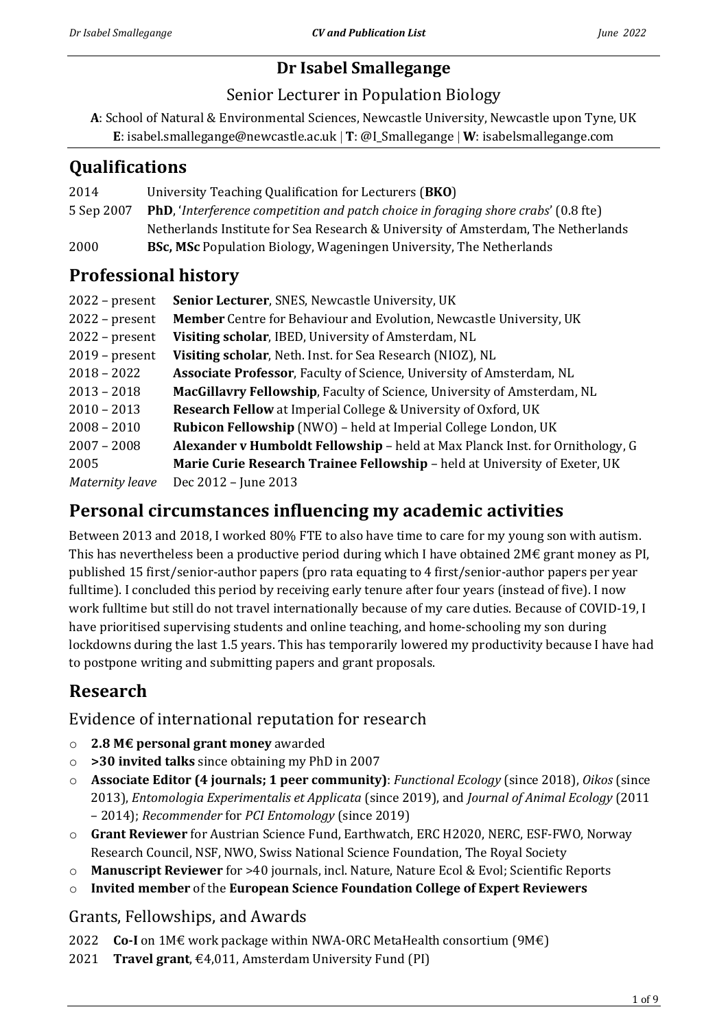# Dr Isabel Smallegange

Senior Lecturer in Population Biology

**A**: School of Natural & Environmental Sciences, Newcastle University, Newcastle upon Tyne, UK
**E**: isabel.smallegange@newcastle.ac.uk | **T**: @I_Smallegange | **W**: isabelsmallegange.com

## Qualifications

| | |
|---|---|
| 2014 | University Teaching Qualification for Lecturers (**BKO**) |
| 5 Sep 2007 | **PhD**, '*Interference competition and patch choice in foraging shore crabs*' (0.8 fte) Netherlands Institute for Sea Research & University of Amsterdam, The Netherlands |
| 2000 | **BSc, MSc** Population Biology, Wageningen University, The Netherlands |

## Professional history

| | |
|---|---|
| 2022 – present | **Senior Lecturer**, SNES, Newcastle University, UK |
| 2022 – present | **Member** Centre for Behaviour and Evolution, Newcastle University, UK |
| 2022 – present | **Visiting scholar**, IBED, University of Amsterdam, NL |
| 2019 – present | **Visiting scholar**, Neth. Inst. for Sea Research (NIOZ), NL |
| 2018 – 2022 | **Associate Professor**, Faculty of Science, University of Amsterdam, NL |
| 2013 – 2018 | **MacGillavry Fellowship**, Faculty of Science, University of Amsterdam, NL |
| 2010 – 2013 | **Research Fellow** at Imperial College & University of Oxford, UK |
| 2008 – 2010 | **Rubicon Fellowship** (NWO) – held at Imperial College London, UK |
| 2007 – 2008 | **Alexander v Humboldt Fellowship** – held at Max Planck Inst. for Ornithology, G |
| 2005 | **Marie Curie Research Trainee Fellowship** – held at University of Exeter, UK |
| *Maternity leave* | Dec 2012 – June 2013 |

## Personal circumstances influencing my academic activities

Between 2013 and 2018, I worked 80% FTE to also have time to care for my young son with autism. This has nevertheless been a productive period during which I have obtained 2M€ grant money as PI, published 15 first/senior-author papers (pro rata equating to 4 first/senior-author papers per year fulltime). I concluded this period by receiving early tenure after four years (instead of five). I now work fulltime but still do not travel internationally because of my care duties. Because of COVID-19, I have prioritised supervising students and online teaching, and home-schooling my son during lockdowns during the last 1.5 years. This has temporarily lowered my productivity because I have had to postpone writing and submitting papers and grant proposals.

## Research

### Evidence of international reputation for research

- **2.8 M€ personal grant money** awarded
- **>30 invited talks** since obtaining my PhD in 2007
- **Associate Editor (4 journals; 1 peer community)**: *Functional Ecology* (since 2018), *Oikos* (since 2013), *Entomologia Experimentalis et Applicata* (since 2019), and *Journal of Animal Ecology* (2011 – 2014); *Recommender* for *PCI Entomology* (since 2019)
- **Grant Reviewer** for Austrian Science Fund, Earthwatch, ERC H2020, NERC, ESF-FWO, Norway Research Council, NSF, NWO, Swiss National Science Foundation, The Royal Society
- **Manuscript Reviewer** for >40 journals, incl. Nature, Nature Ecol & Evol; Scientific Reports
- **Invited member** of the **European Science Foundation College of Expert Reviewers**

### Grants, Fellowships, and Awards

| | |
|---|---|
| 2022 | **Co-I** on 1M€ work package within NWA-ORC MetaHealth consortium (9M€) |
| 2021 | **Travel grant**, €4,011, Amsterdam University Fund (PI) |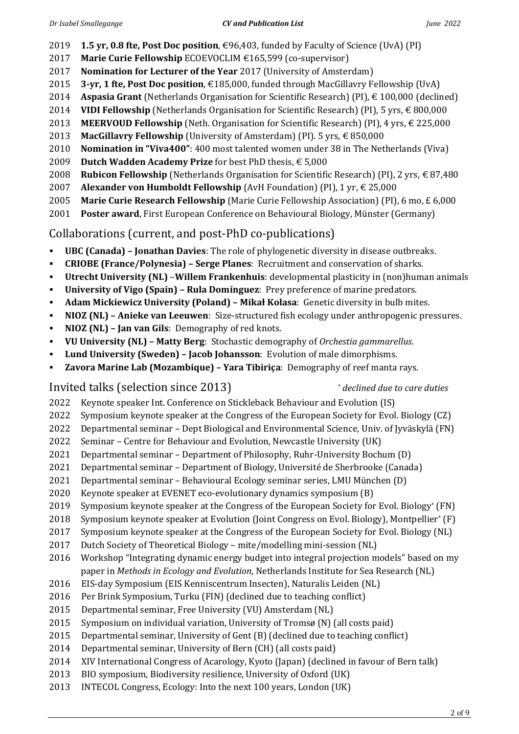2019 **1.5 yr, 0.8 fte, Post Doc position**, €96,403, funded by Faculty of Science (UvA) (PI)
2017 **Marie Curie Fellowship** ECOEVOCLIM €165,599 (co-supervisor)
2017 **Nomination for Lecturer of the Year** 2017 (University of Amsterdam)
2015 **3-yr, 1 fte, Post Doc position**, €185,000, funded through MacGillavry Fellowship (UvA)
2014 **Aspasia Grant** (Netherlands Organisation for Scientific Research) (PI), € 100,000 (declined)
2014 **VIDI Fellowship** (Netherlands Organisation for Scientific Research) (PI), 5 yrs, € 800,000
2013 **MEERVOUD Fellowship** (Neth. Organisation for Scientific Research) (PI), 4 yrs, € 225,000
2013 **MacGillavry Fellowship** (University of Amsterdam) (PI). 5 yrs, € 850,000
2010 **Nomination in "Viva400"**: 400 most talented women under 38 in The Netherlands (Viva)
2009 **Dutch Wadden Academy Prize** for best PhD thesis, € 5,000
2008 **Rubicon Fellowship** (Netherlands Organisation for Scientific Research) (PI), 2 yrs, € 87,480
2007 **Alexander von Humboldt Fellowship** (AvH Foundation) (PI), 1 yr, € 25,000
2005 **Marie Curie Research Fellowship** (Marie Curie Fellowship Association) (PI), 6 mo, £ 6,000
2001 **Poster award**, First European Conference on Behavioural Biology, Münster (Germany)

## Collaborations (current, and post-PhD co-publications)

- **UBC (Canada) – Jonathan Davies**: The role of phylogenetic diversity in disease outbreaks.
- **CRIOBE (France/Polynesia) – Serge Planes**: Recruitment and conservation of sharks.
- **Utrecht University (NL) –Willem Frankenhuis**: developmental plasticity in (non)human animals
- **University of Vigo (Spain) – Rula Domínguez**: Prey preference of marine predators.
- **Adam Mickiewicz University (Poland) – Mikał Kolasa**: Genetic diversity in bulb mites.
- **NIOZ (NL) – Anieke van Leeuwen**: Size-structured fish ecology under anthropogenic pressures.
- **NIOZ (NL) – Jan van Gils**: Demography of red knots.
- **VU University (NL) – Matty Berg**: Stochastic demography of *Orchestia gammarellus*.
- **Lund University (Sweden) – Jacob Johansson**: Evolution of male dimorphisms.
- **Zavora Marine Lab (Mozambique) – Yara Tibiriça**: Demography of reef manta rays.

## Invited talks (selection since 2013)

*[*] declined due to care duties*

2022 Keynote speaker Int. Conference on Stickleback Behaviour and Evolution (IS)
2022 Symposium keynote speaker at the Congress of the European Society for Evol. Biology (CZ)
2022 Departmental seminar – Dept Biological and Environmental Science, Univ. of Jyväskylä (FN)
2022 Seminar – Centre for Behaviour and Evolution, Newcastle University (UK)
2021 Departmental seminar – Department of Philosophy, Ruhr-University Bochum (D)
2021 Departmental seminar – Department of Biology, Université de Sherbrooke (Canada)
2021 Departmental seminar – Behavioural Ecology seminar series, LMU München (D)
2020 Keynote speaker at EVENET eco-evolutionary dynamics symposium (B)
2019 Symposium keynote speaker at the Congress of the European Society for Evol. Biology[*] (FN)
2018 Symposium keynote speaker at Evolution (Joint Congress on Evol. Biology), Montpellier[*] (F)
2017 Symposium keynote speaker at the Congress of the European Society for Evol. Biology (NL)
2017 Dutch Society of Theoretical Biology – mite/modelling mini-session (NL)
2016 Workshop "Integrating dynamic energy budget into integral projection models" based on my paper in *Methods in Ecology and Evolution*, Netherlands Institute for Sea Research (NL)
2016 EIS-day Symposium (EIS Kenniscentrum Insecten), Naturalis Leiden (NL)
2016 Per Brink Symposium, Turku (FIN) (declined due to teaching conflict)
2015 Departmental seminar, Free University (VU) Amsterdam (NL)
2015 Symposium on individual variation, University of Tromsø (N) (all costs paid)
2015 Departmental seminar, University of Gent (B) (declined due to teaching conflict)
2014 Departmental seminar, University of Bern (CH) (all costs paid)
2014 XIV International Congress of Acarology, Kyoto (Japan) (declined in favour of Bern talk)
2013 BIO symposium, Biodiversity resilience, University of Oxford (UK)
2013 INTECOL Congress, Ecology: Into the next 100 years, London (UK)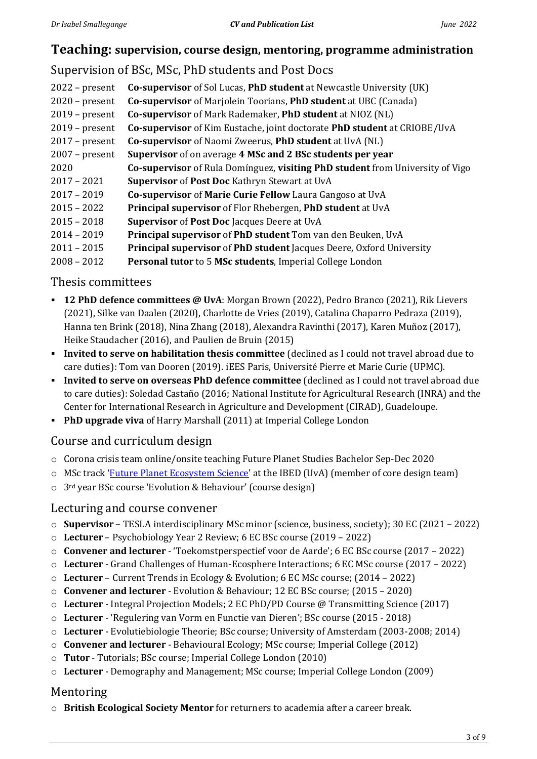## **Teaching:** supervision, course design, mentoring, programme administration

### Supervision of BSc, MSc, PhD students and Post Docs

| | |
|---|---|
| 2022 – present | **Co-supervisor** of Sol Lucas, **PhD student** at Newcastle University (UK) |
| 2020 – present | **Co-supervisor** of Marjolein Toorians, **PhD student** at UBC (Canada) |
| 2019 – present | **Co-supervisor** of Mark Rademaker, **PhD student** at NIOZ (NL) |
| 2019 – present | **Co-supervisor** of Kim Eustache, joint doctorate **PhD student** at CRIOBE/UvA |
| 2017 – present | **Co-supervisor** of Naomi Zweerus, **PhD student** at UvA (NL) |
| 2007 – present | **Supervisor** of on average **4 MSc and 2 BSc students per year** |
| 2020 | **Co-supervisor** of Rula Domínguez, **visiting PhD student** from University of Vigo |
| 2017 – 2021 | **Supervisor** of **Post Doc** Kathryn Stewart at UvA |
| 2017 – 2019 | **Co-supervisor** of **Marie Curie Fellow** Laura Gangoso at UvA |
| 2015 – 2022 | **Principal supervisor** of Flor Rhebergen, **PhD student** at UvA |
| 2015 – 2018 | **Supervisor** of **Post Doc** Jacques Deere at UvA |
| 2014 – 2019 | **Principal supervisor** of **PhD student** Tom van den Beuken, UvA |
| 2011 – 2015 | **Principal supervisor** of **PhD student** Jacques Deere, Oxford University |
| 2008 – 2012 | **Personal tutor** to 5 **MSc students**, Imperial College London |

### Thesis committees

- **12 PhD defence committees @ UvA**: Morgan Brown (2022), Pedro Branco (2021), Rik Lievers (2021), Silke van Daalen (2020), Charlotte de Vries (2019), Catalina Chaparro Pedraza (2019), Hanna ten Brink (2018), Nina Zhang (2018), Alexandra Ravinthi (2017), Karen Muñoz (2017), Heike Staudacher (2016), and Paulien de Bruin (2015)
- **Invited to serve on habilitation thesis committee** (declined as I could not travel abroad due to care duties): Tom van Dooren (2019). iEES Paris, Université Pierre et Marie Curie (UPMC).
- **Invited to serve on overseas PhD defence committee** (declined as I could not travel abroad due to care duties): Soledad Castaño (2016; National Institute for Agricultural Research (INRA) and the Center for International Research in Agriculture and Development (CIRAD), Guadeloupe.
- **PhD upgrade viva** of Harry Marshall (2011) at Imperial College London

### Course and curriculum design

- Corona crisis team online/onsite teaching Future Planet Studies Bachelor Sep-Dec 2020
- MSc track 'Future Planet Ecosystem Science' at the IBED (UvA) (member of core design team)
- 3rd year BSc course 'Evolution & Behaviour' (course design)

### Lecturing and course convener

- **Supervisor** – TESLA interdisciplinary MSc minor (science, business, society); 30 EC (2021 – 2022)
- **Lecturer** – Psychobiology Year 2 Review; 6 EC BSc course (2019 – 2022)
- **Convener and lecturer** - 'Toekomstperspectief voor de Aarde'; 6 EC BSc course (2017 – 2022)
- **Lecturer** - Grand Challenges of Human-Ecosphere Interactions; 6 EC MSc course (2017 – 2022)
- **Lecturer** – Current Trends in Ecology & Evolution; 6 EC MSc course; (2014 – 2022)
- **Convener and lecturer** - Evolution & Behaviour; 12 EC BSc course; (2015 – 2020)
- **Lecturer** - Integral Projection Models; 2 EC PhD/PD Course @ Transmitting Science (2017)
- **Lecturer** - 'Regulering van Vorm en Functie van Dieren'; BSc course (2015 - 2018)
- **Lecturer** - Evolutiebiologie Theorie; BSc course; University of Amsterdam (2003-2008; 2014)
- **Convener and lecturer** - Behavioural Ecology; MSc course; Imperial College (2012)
- **Tutor** - Tutorials; BSc course; Imperial College London (2010)
- **Lecturer** - Demography and Management; MSc course; Imperial College London (2009)

### Mentoring

- **British Ecological Society Mentor** for returners to academia after a career break.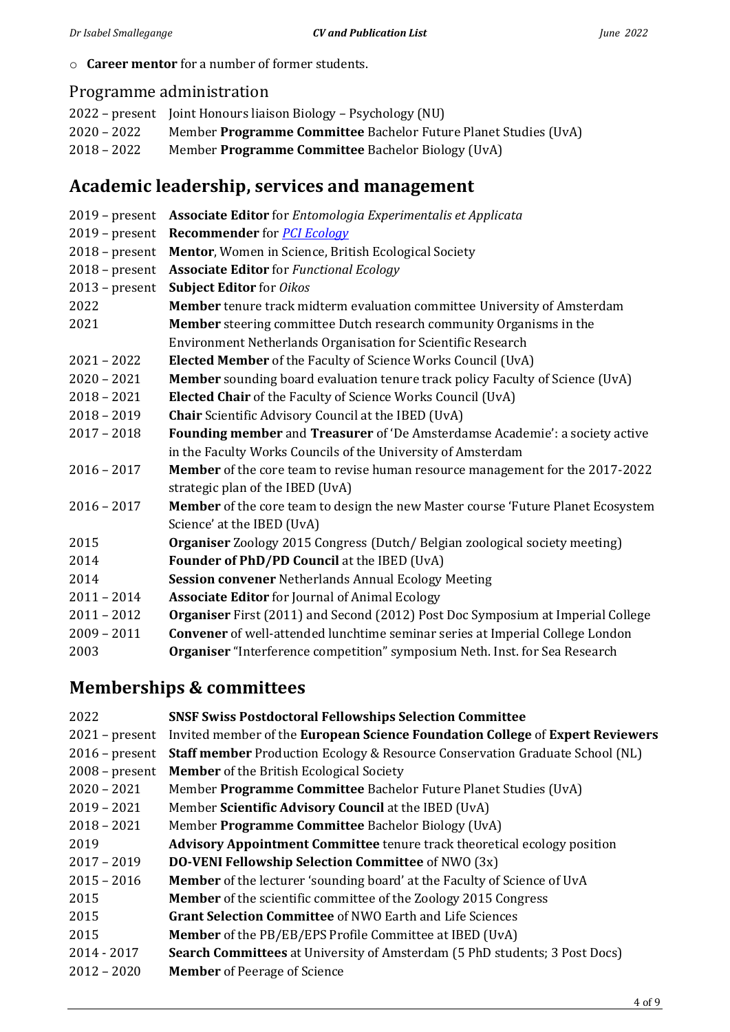- **Career mentor** for a number of former students.

## Programme administration

2022 – present Joint Honours liaison Biology – Psychology (NU)
2020 – 2022 Member **Programme Committee** Bachelor Future Planet Studies (UvA)
2018 – 2022 Member **Programme Committee** Bachelor Biology (UvA)

# Academic leadership, services and management

2019 – present **Associate Editor** for *Entomologia Experimentalis et Applicata*
2019 – present **Recommender** for *PCI Ecology*
2018 – present **Mentor**, Women in Science, British Ecological Society
2018 – present **Associate Editor** for *Functional Ecology*
2013 – present **Subject Editor** for *Oikos*
2022 **Member** tenure track midterm evaluation committee University of Amsterdam
2021 **Member** steering committee Dutch research community Organisms in the Environment Netherlands Organisation for Scientific Research
2021 – 2022 **Elected Member** of the Faculty of Science Works Council (UvA)
2020 – 2021 **Member** sounding board evaluation tenure track policy Faculty of Science (UvA)
2018 – 2021 **Elected Chair** of the Faculty of Science Works Council (UvA)
2018 – 2019 **Chair** Scientific Advisory Council at the IBED (UvA)
2017 – 2018 **Founding member** and **Treasurer** of 'De Amsterdamse Academie': a society active in the Faculty Works Councils of the University of Amsterdam
2016 – 2017 **Member** of the core team to revise human resource management for the 2017-2022 strategic plan of the IBED (UvA)
2016 – 2017 **Member** of the core team to design the new Master course 'Future Planet Ecosystem Science' at the IBED (UvA)
2015 **Organiser** Zoology 2015 Congress (Dutch/ Belgian zoological society meeting)
2014 **Founder of PhD/PD Council** at the IBED (UvA)
2014 **Session convener** Netherlands Annual Ecology Meeting
2011 – 2014 **Associate Editor** for Journal of Animal Ecology
2011 – 2012 **Organiser** First (2011) and Second (2012) Post Doc Symposium at Imperial College
2009 – 2011 **Convener** of well-attended lunchtime seminar series at Imperial College London
2003 **Organiser** "Interference competition" symposium Neth. Inst. for Sea Research

# Memberships & committees

2022 **SNSF Swiss Postdoctoral Fellowships Selection Committee**
2021 – present Invited member of the **European Science Foundation College** of **Expert Reviewers**
2016 – present **Staff member** Production Ecology & Resource Conservation Graduate School (NL)
2008 – present **Member** of the British Ecological Society
2020 – 2021 Member **Programme Committee** Bachelor Future Planet Studies (UvA)
2019 – 2021 Member **Scientific Advisory Council** at the IBED (UvA)
2018 – 2021 Member **Programme Committee** Bachelor Biology (UvA)
2019 **Advisory Appointment Committee** tenure track theoretical ecology position
2017 – 2019 **DO-VENI Fellowship Selection Committee** of NWO (3x)
2015 – 2016 **Member** of the lecturer 'sounding board' at the Faculty of Science of UvA
2015 **Member** of the scientific committee of the Zoology 2015 Congress
2015 **Grant Selection Committee** of NWO Earth and Life Sciences
2015 **Member** of the PB/EB/EPS Profile Committee at IBED (UvA)
2014 - 2017 **Search Committees** at University of Amsterdam (5 PhD students; 3 Post Docs)
2012 – 2020 **Member** of Peerage of Science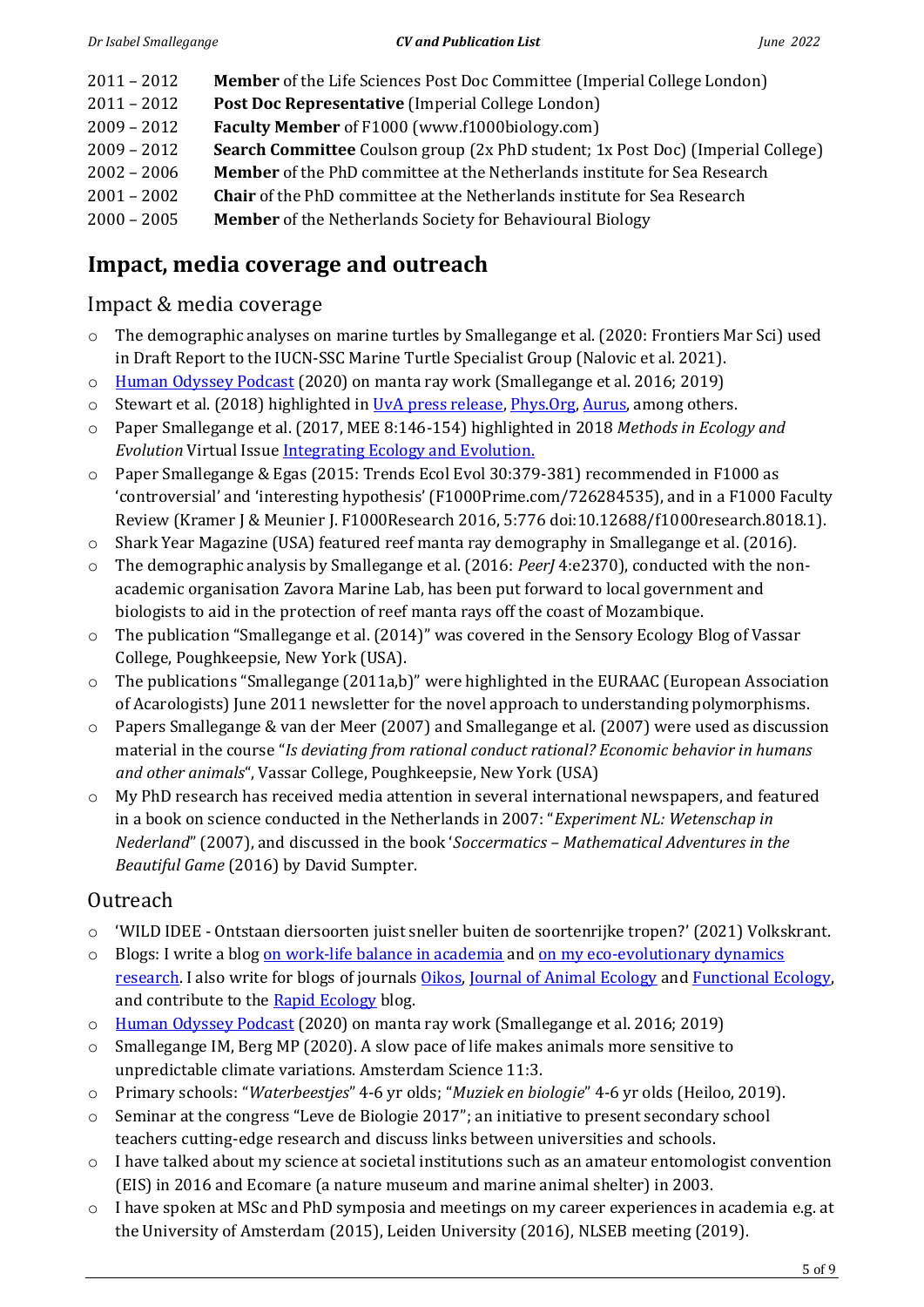2011 – 2012 **Member** of the Life Sciences Post Doc Committee (Imperial College London)
2011 – 2012 **Post Doc Representative** (Imperial College London)
2009 – 2012 **Faculty Member** of F1000 (www.f1000biology.com)
2009 – 2012 **Search Committee** Coulson group (2x PhD student; 1x Post Doc) (Imperial College)
2002 – 2006 **Member** of the PhD committee at the Netherlands institute for Sea Research
2001 – 2002 **Chair** of the PhD committee at the Netherlands institute for Sea Research
2000 – 2005 **Member** of the Netherlands Society for Behavioural Biology

## Impact, media coverage and outreach

### Impact & media coverage

- The demographic analyses on marine turtles by Smallegange et al. (2020: Frontiers Mar Sci) used in Draft Report to the IUCN-SSC Marine Turtle Specialist Group (Nalovic et al. 2021).
- Human Odyssey Podcast (2020) on manta ray work (Smallegange et al. 2016; 2019)
- Stewart et al. (2018) highlighted in UvA press release, Phys.Org, Aurus, among others.
- Paper Smallegange et al. (2017, MEE 8:146-154) highlighted in 2018 *Methods in Ecology and Evolution* Virtual Issue Integrating Ecology and Evolution.
- Paper Smallegange & Egas (2015: Trends Ecol Evol 30:379-381) recommended in F1000 as 'controversial' and 'interesting hypothesis' (F1000Prime.com/726284535), and in a F1000 Faculty Review (Kramer J & Meunier J. F1000Research 2016, 5:776 doi:10.12688/f1000research.8018.1).
- Shark Year Magazine (USA) featured reef manta ray demography in Smallegange et al. (2016).
- The demographic analysis by Smallegange et al. (2016: *PeerJ* 4:e2370), conducted with the non-academic organisation Zavora Marine Lab, has been put forward to local government and biologists to aid in the protection of reef manta rays off the coast of Mozambique.
- The publication "Smallegange et al. (2014)" was covered in the Sensory Ecology Blog of Vassar College, Poughkeepsie, New York (USA).
- The publications "Smallegange (2011a,b)" were highlighted in the EURAAC (European Association of Acarologists) June 2011 newsletter for the novel approach to understanding polymorphisms.
- Papers Smallegange & van der Meer (2007) and Smallegange et al. (2007) were used as discussion material in the course "*Is deviating from rational conduct rational? Economic behavior in humans and other animals*", Vassar College, Poughkeepsie, New York (USA)
- My PhD research has received media attention in several international newspapers, and featured in a book on science conducted in the Netherlands in 2007: "*Experiment NL: Wetenschap in Nederland*" (2007), and discussed in the book '*Soccermatics – Mathematical Adventures in the Beautiful Game* (2016) by David Sumpter.

### Outreach

- 'WILD IDEE - Ontstaan diersoorten juist sneller buiten de soortenrijke tropen?' (2021) Volkskrant.
- Blogs: I write a blog on work-life balance in academia and on my eco-evolutionary dynamics research. I also write for blogs of journals Oikos, Journal of Animal Ecology and Functional Ecology, and contribute to the Rapid Ecology blog.
- Human Odyssey Podcast (2020) on manta ray work (Smallegange et al. 2016; 2019)
- Smallegange IM, Berg MP (2020). A slow pace of life makes animals more sensitive to unpredictable climate variations. Amsterdam Science 11:3.
- Primary schools: "*Waterbeestjes*" 4-6 yr olds; "*Muziek en biologie*" 4-6 yr olds (Heiloo, 2019).
- Seminar at the congress "Leve de Biologie 2017"; an initiative to present secondary school teachers cutting-edge research and discuss links between universities and schools.
- I have talked about my science at societal institutions such as an amateur entomologist convention (EIS) in 2016 and Ecomare (a nature museum and marine animal shelter) in 2003.
- I have spoken at MSc and PhD symposia and meetings on my career experiences in academia e.g. at the University of Amsterdam (2015), Leiden University (2016), NLSEB meeting (2019).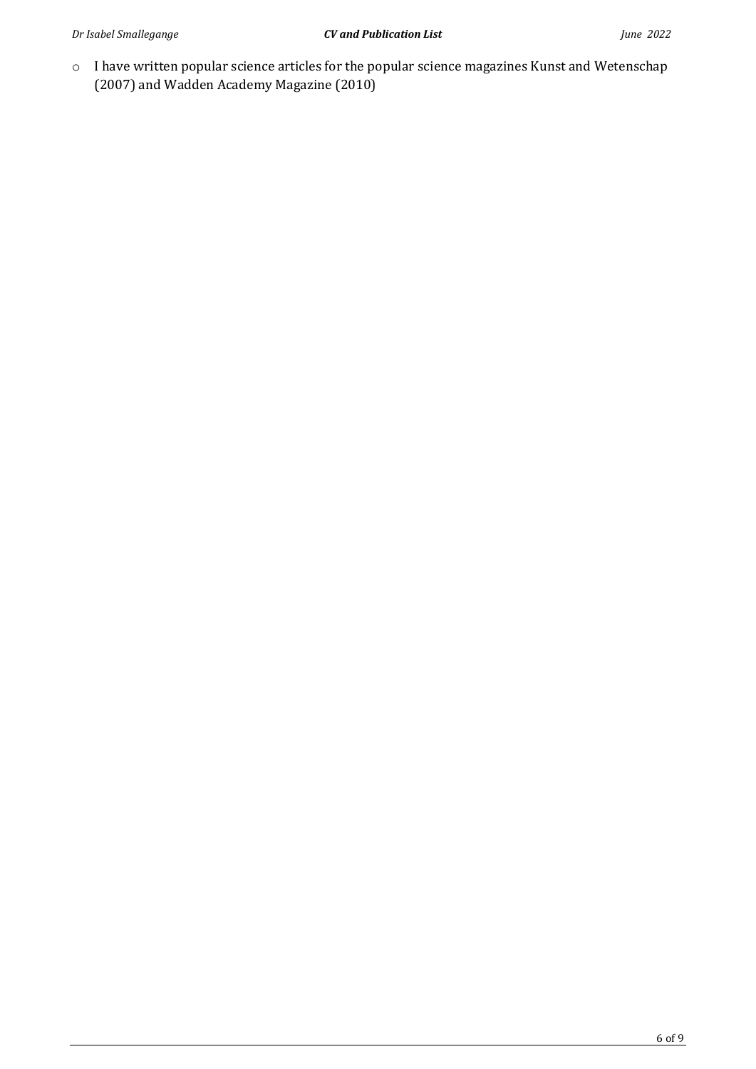- I have written popular science articles for the popular science magazines Kunst and Wetenschap (2007) and Wadden Academy Magazine (2010)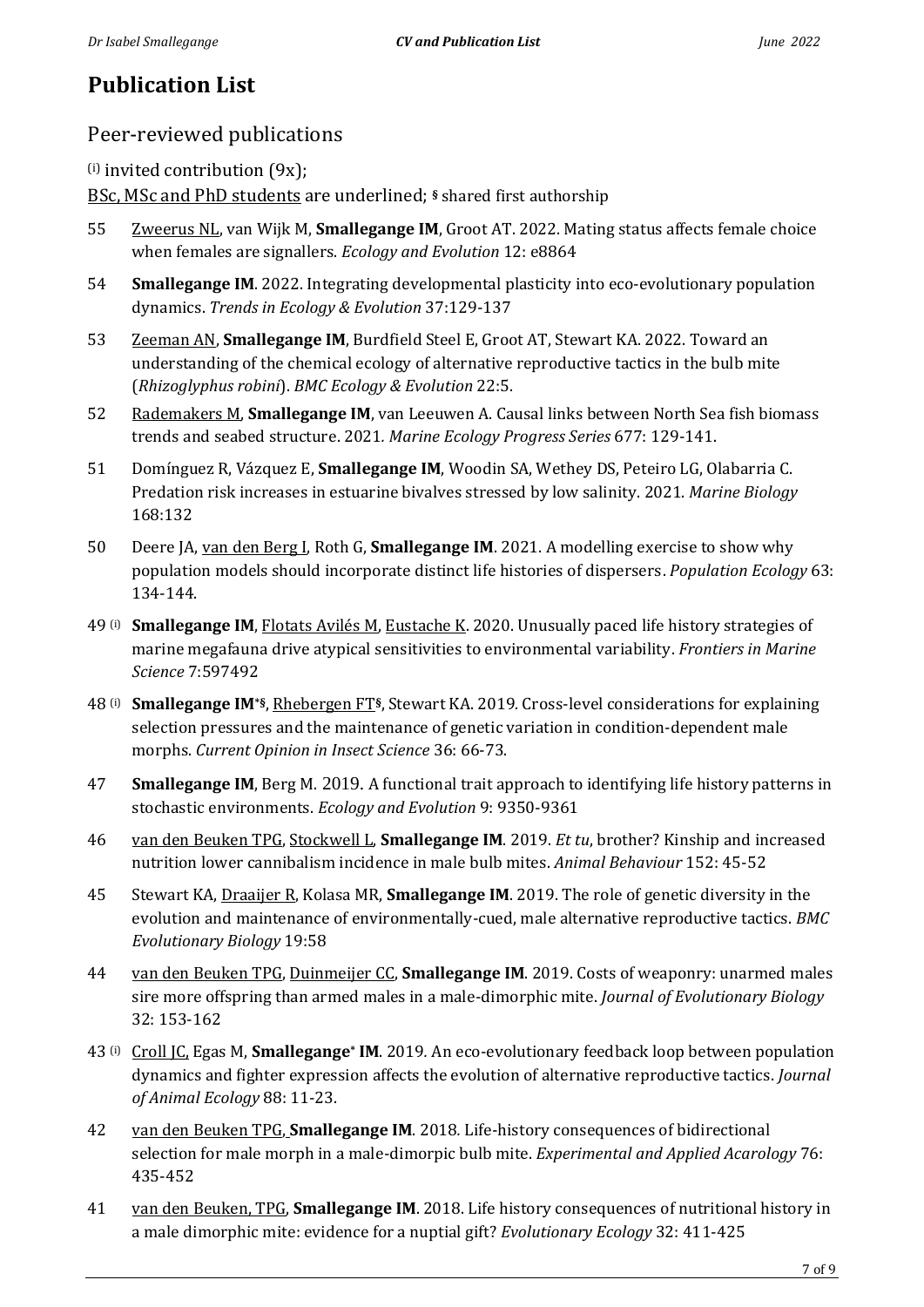# Publication List

## Peer-reviewed publications

[i] invited contribution (9x);

BSc, MSc and PhD students are underlined; § shared first authorship

55 Zweerus NL, van Wijk M, **Smallegange IM**, Groot AT. 2022. Mating status affects female choice when females are signallers. *Ecology and Evolution* 12: e8864

54 **Smallegange IM**. 2022. Integrating developmental plasticity into eco-evolutionary population dynamics. *Trends in Ecology & Evolution* 37:129-137

53 Zeeman AN, **Smallegange IM**, Burdfield Steel E, Groot AT, Stewart KA. 2022. Toward an understanding of the chemical ecology of alternative reproductive tactics in the bulb mite (*Rhizoglyphus robini*). *BMC Ecology & Evolution* 22:5.

52 Rademakers M, **Smallegange IM**, van Leeuwen A. Causal links between North Sea fish biomass trends and seabed structure. 2021. *Marine Ecology Progress Series* 677: 129-141.

51 Domínguez R, Vázquez E, **Smallegange IM**, Woodin SA, Wethey DS, Peteiro LG, Olabarria C. Predation risk increases in estuarine bivalves stressed by low salinity. 2021. *Marine Biology* 168:132

50 Deere JA, van den Berg I, Roth G, **Smallegange IM**. 2021. A modelling exercise to show why population models should incorporate distinct life histories of dispersers. *Population Ecology* 63: 134-144.

49 [i] **Smallegange IM**, Flotats Avilés M, Eustache K. 2020. Unusually paced life history strategies of marine megafauna drive atypical sensitivities to environmental variability. *Frontiers in Marine Science* 7:597492

48 [i] **Smallegange IM**\*§, Rhebergen FT§, Stewart KA. 2019. Cross-level considerations for explaining selection pressures and the maintenance of genetic variation in condition-dependent male morphs. *Current Opinion in Insect Science* 36: 66-73.

47 **Smallegange IM**, Berg M. 2019. A functional trait approach to identifying life history patterns in stochastic environments. *Ecology and Evolution* 9: 9350-9361

46 van den Beuken TPG, Stockwell L, **Smallegange IM**. 2019. *Et tu*, brother? Kinship and increased nutrition lower cannibalism incidence in male bulb mites. *Animal Behaviour* 152: 45-52

45 Stewart KA, Draaijer R, Kolasa MR, **Smallegange IM**. 2019. The role of genetic diversity in the evolution and maintenance of environmentally-cued, male alternative reproductive tactics. *BMC Evolutionary Biology* 19:58

44 van den Beuken TPG, Duinmeijer CC, **Smallegange IM**. 2019. Costs of weaponry: unarmed males sire more offspring than armed males in a male-dimorphic mite. *Journal of Evolutionary Biology* 32: 153-162

43 [i] Croll JC, Egas M, **Smallegange\* IM**. 2019. An eco-evolutionary feedback loop between population dynamics and fighter expression affects the evolution of alternative reproductive tactics. *Journal of Animal Ecology* 88: 11-23.

42 van den Beuken TPG, **Smallegange IM**. 2018. Life-history consequences of bidirectional selection for male morph in a male-dimorpic bulb mite. *Experimental and Applied Acarology* 76: 435-452

41 van den Beuken, TPG, **Smallegange IM**. 2018. Life history consequences of nutritional history in a male dimorphic mite: evidence for a nuptial gift? *Evolutionary Ecology* 32: 411-425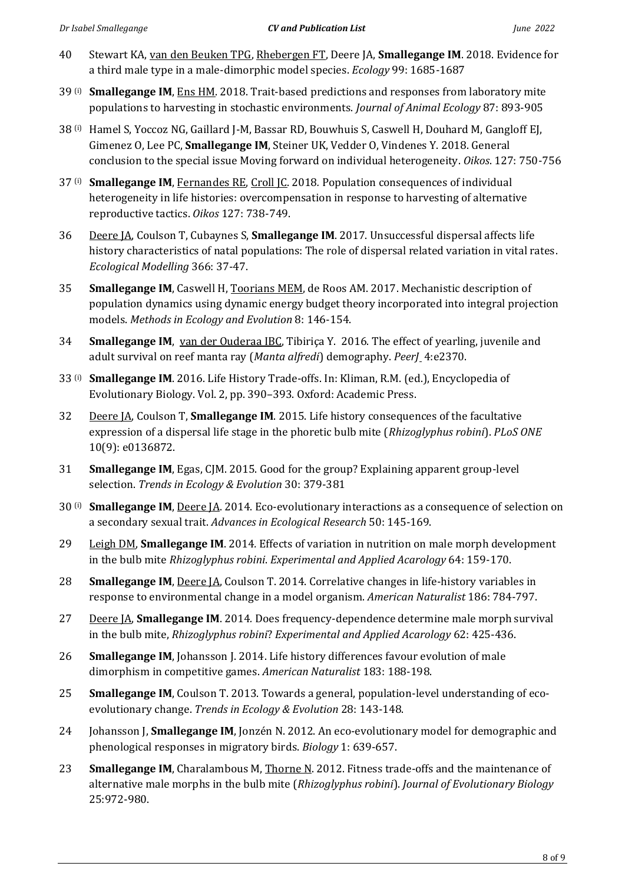40 Stewart KA, van den Beuken TPG, Rhebergen FT, Deere JA, **Smallegange IM**. 2018. Evidence for a third male type in a male-dimorphic model species. *Ecology* 99: 1685-1687

39 (i) **Smallegange IM**, Ens HM. 2018. Trait-based predictions and responses from laboratory mite populations to harvesting in stochastic environments. *Journal of Animal Ecology* 87: 893-905

38 (i) Hamel S, Yoccoz NG, Gaillard J-M, Bassar RD, Bouwhuis S, Caswell H, Douhard M, Gangloff EJ, Gimenez O, Lee PC, **Smallegange IM**, Steiner UK, Vedder O, Vindenes Y. 2018. General conclusion to the special issue Moving forward on individual heterogeneity. *Oikos*. 127: 750-756

37 (i) **Smallegange IM**, Fernandes RE, Croll JC. 2018. Population consequences of individual heterogeneity in life histories: overcompensation in response to harvesting of alternative reproductive tactics. *Oikos* 127: 738-749.

36 Deere JA, Coulson T, Cubaynes S, **Smallegange IM**. 2017. Unsuccessful dispersal affects life history characteristics of natal populations: The role of dispersal related variation in vital rates. *Ecological Modelling* 366: 37-47.

35 **Smallegange IM**, Caswell H, Toorians MEM, de Roos AM. 2017. Mechanistic description of population dynamics using dynamic energy budget theory incorporated into integral projection models. *Methods in Ecology and Evolution* 8: 146-154.

34 **Smallegange IM**, van der Ouderaa IBC, Tibiriça Y. 2016. The effect of yearling, juvenile and adult survival on reef manta ray (*Manta alfredi*) demography. *PeerJ* 4:e2370.

33 (i) **Smallegange IM**. 2016. Life History Trade-offs. In: Kliman, R.M. (ed.), Encyclopedia of Evolutionary Biology. Vol. 2, pp. 390–393. Oxford: Academic Press.

32 Deere JA, Coulson T, **Smallegange IM**. 2015. Life history consequences of the facultative expression of a dispersal life stage in the phoretic bulb mite (*Rhizoglyphus robini*). *PLoS ONE* 10(9): e0136872.

31 **Smallegange IM**, Egas, CJM. 2015. Good for the group? Explaining apparent group-level selection. *Trends in Ecology & Evolution* 30: 379-381

30 (i) **Smallegange IM**, Deere JA. 2014. Eco-evolutionary interactions as a consequence of selection on a secondary sexual trait. *Advances in Ecological Research* 50: 145-169.

29 Leigh DM, **Smallegange IM**. 2014. Effects of variation in nutrition on male morph development in the bulb mite *Rhizoglyphus robini*. *Experimental and Applied Acarology* 64: 159-170.

28 **Smallegange IM**, Deere JA, Coulson T. 2014. Correlative changes in life-history variables in response to environmental change in a model organism. *American Naturalist* 186: 784-797.

27 Deere JA, **Smallegange IM**. 2014. Does frequency-dependence determine male morph survival in the bulb mite, *Rhizoglyphus robini*? *Experimental and Applied Acarology* 62: 425-436.

26 **Smallegange IM**, Johansson J. 2014. Life history differences favour evolution of male dimorphism in competitive games. *American Naturalist* 183: 188-198.

25 **Smallegange IM**, Coulson T. 2013. Towards a general, population-level understanding of eco-evolutionary change. *Trends in Ecology & Evolution* 28: 143-148.

24 Johansson J, **Smallegange IM**, Jonzén N. 2012. An eco-evolutionary model for demographic and phenological responses in migratory birds. *Biology* 1: 639-657.

23 **Smallegange IM**, Charalambous M, Thorne N. 2012. Fitness trade-offs and the maintenance of alternative male morphs in the bulb mite (*Rhizoglyphus robini*). *Journal of Evolutionary Biology* 25:972-980.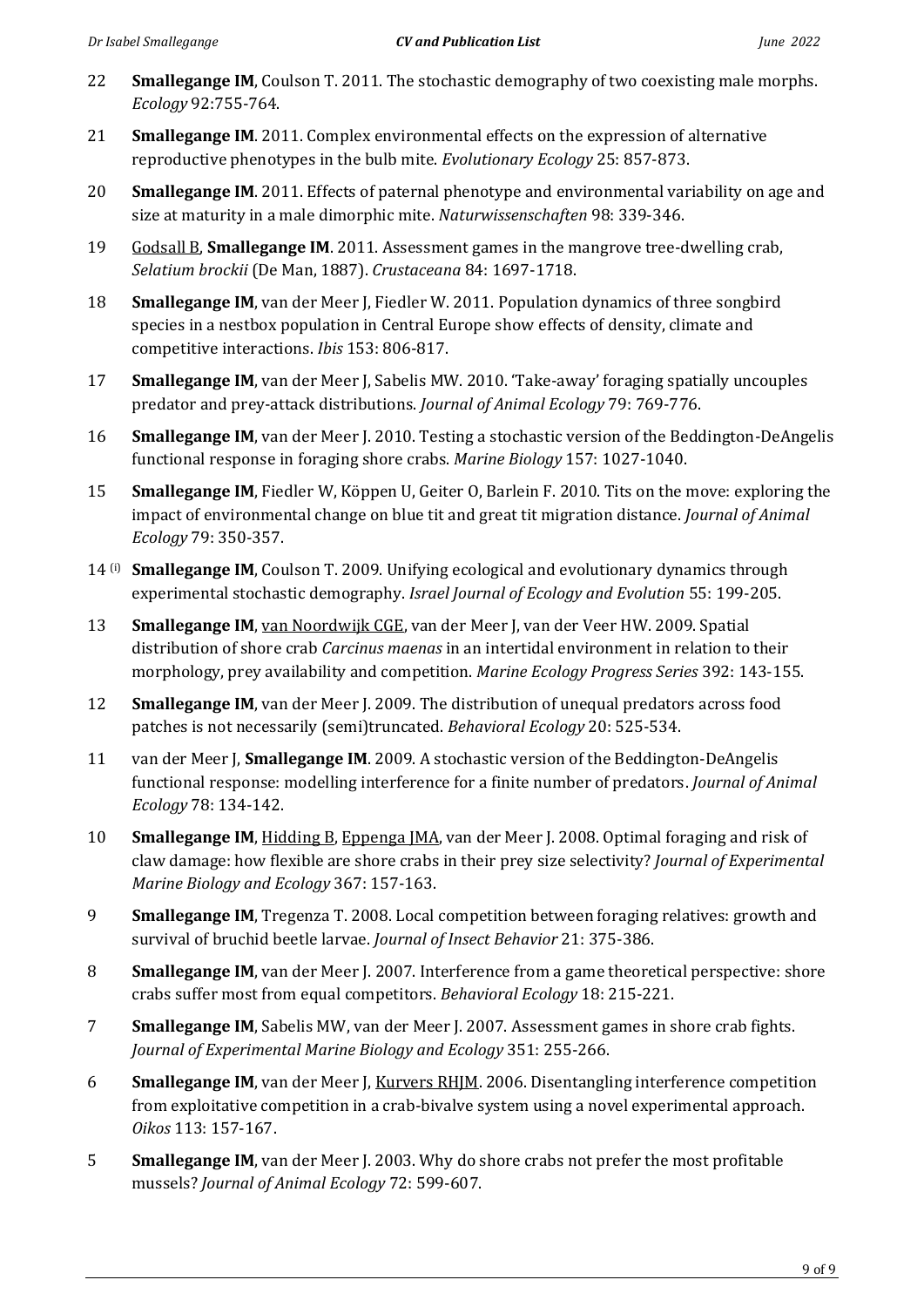22 **Smallegange IM**, Coulson T. 2011. The stochastic demography of two coexisting male morphs. *Ecology* 92:755-764.

21 **Smallegange IM**. 2011. Complex environmental effects on the expression of alternative reproductive phenotypes in the bulb mite. *Evolutionary Ecology* 25: 857-873.

20 **Smallegange IM**. 2011. Effects of paternal phenotype and environmental variability on age and size at maturity in a male dimorphic mite. *Naturwissenschaften* 98: 339-346.

19 Godsall B, **Smallegange IM**. 2011. Assessment games in the mangrove tree-dwelling crab, *Selatium brockii* (De Man, 1887). *Crustaceana* 84: 1697-1718.

18 **Smallegange IM**, van der Meer J, Fiedler W. 2011. Population dynamics of three songbird species in a nestbox population in Central Europe show effects of density, climate and competitive interactions. *Ibis* 153: 806-817.

17 **Smallegange IM**, van der Meer J, Sabelis MW. 2010. 'Take-away' foraging spatially uncouples predator and prey-attack distributions. *Journal of Animal Ecology* 79: 769-776.

16 **Smallegange IM**, van der Meer J. 2010. Testing a stochastic version of the Beddington-DeAngelis functional response in foraging shore crabs. *Marine Biology* 157: 1027-1040.

15 **Smallegange IM**, Fiedler W, Köppen U, Geiter O, Barlein F. 2010. Tits on the move: exploring the impact of environmental change on blue tit and great tit migration distance. *Journal of Animal Ecology* 79: 350-357.

14 (i) **Smallegange IM**, Coulson T. 2009. Unifying ecological and evolutionary dynamics through experimental stochastic demography. *Israel Journal of Ecology and Evolution* 55: 199-205.

13 **Smallegange IM**, van Noordwijk CGE, van der Meer J, van der Veer HW. 2009. Spatial distribution of shore crab *Carcinus maenas* in an intertidal environment in relation to their morphology, prey availability and competition. *Marine Ecology Progress Series* 392: 143-155.

12 **Smallegange IM**, van der Meer J. 2009. The distribution of unequal predators across food patches is not necessarily (semi)truncated. *Behavioral Ecology* 20: 525-534.

11 van der Meer J, **Smallegange IM**. 2009. A stochastic version of the Beddington-DeAngelis functional response: modelling interference for a finite number of predators. *Journal of Animal Ecology* 78: 134-142.

10 **Smallegange IM**, Hidding B, Eppenga JMA, van der Meer J. 2008. Optimal foraging and risk of claw damage: how flexible are shore crabs in their prey size selectivity? *Journal of Experimental Marine Biology and Ecology* 367: 157-163.

9 **Smallegange IM**, Tregenza T. 2008. Local competition between foraging relatives: growth and survival of bruchid beetle larvae. *Journal of Insect Behavior* 21: 375-386.

8 **Smallegange IM**, van der Meer J. 2007. Interference from a game theoretical perspective: shore crabs suffer most from equal competitors. *Behavioral Ecology* 18: 215-221.

7 **Smallegange IM**, Sabelis MW, van der Meer J. 2007. Assessment games in shore crab fights. *Journal of Experimental Marine Biology and Ecology* 351: 255-266.

6 **Smallegange IM**, van der Meer J, Kurvers RHJM. 2006. Disentangling interference competition from exploitative competition in a crab-bivalve system using a novel experimental approach. *Oikos* 113: 157-167.

5 **Smallegange IM**, van der Meer J. 2003. Why do shore crabs not prefer the most profitable mussels? *Journal of Animal Ecology* 72: 599-607.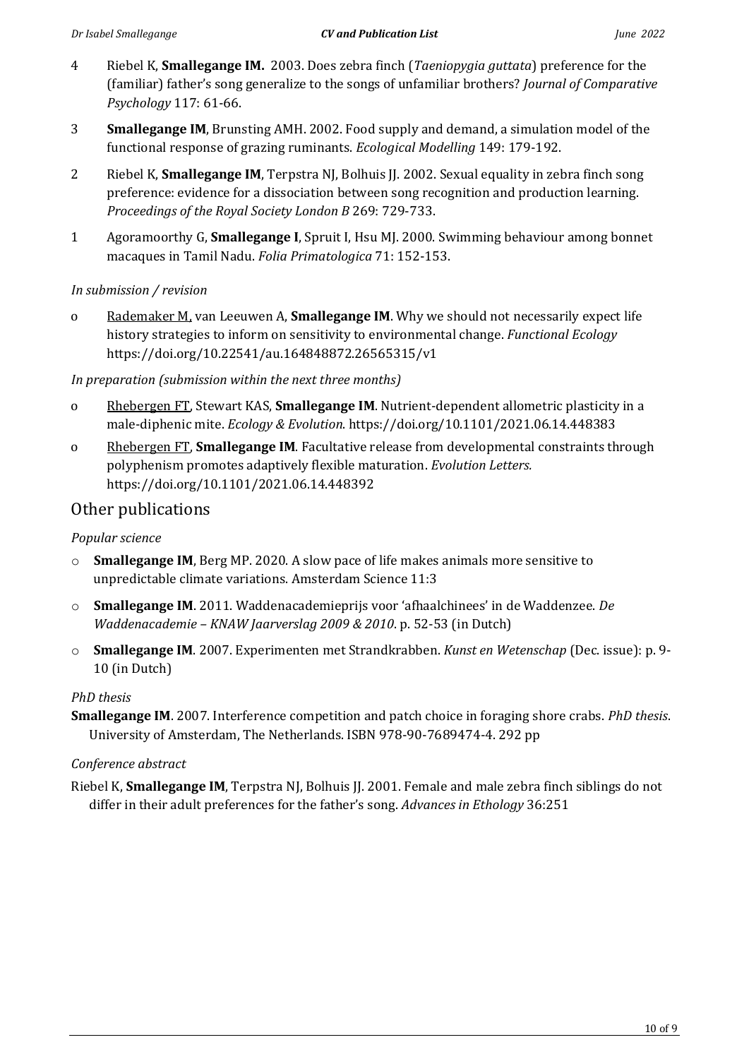4 Riebel K, **Smallegange IM.** 2003. Does zebra finch (*Taeniopygia guttata*) preference for the (familiar) father's song generalize to the songs of unfamiliar brothers? *Journal of Comparative Psychology* 117: 61-66.

3 **Smallegange IM**, Brunsting AMH. 2002. Food supply and demand, a simulation model of the functional response of grazing ruminants. *Ecological Modelling* 149: 179-192.

2 Riebel K, **Smallegange IM**, Terpstra NJ, Bolhuis JJ. 2002. Sexual equality in zebra finch song preference: evidence for a dissociation between song recognition and production learning. *Proceedings of the Royal Society London B* 269: 729-733.

1 Agoramoorthy G, **Smallegange I**, Spruit I, Hsu MJ. 2000. Swimming behaviour among bonnet macaques in Tamil Nadu. *Folia Primatologica* 71: 152-153.

*In submission / revision*

- Rademaker M, van Leeuwen A, **Smallegange IM**. Why we should not necessarily expect life history strategies to inform on sensitivity to environmental change. *Functional Ecology* https://doi.org/10.22541/au.164848872.26565315/v1

*In preparation (submission within the next three months)*

- Rhebergen FT, Stewart KAS, **Smallegange IM**. Nutrient-dependent allometric plasticity in a male-diphenic mite. *Ecology & Evolution*. https://doi.org/10.1101/2021.06.14.448383
- Rhebergen FT, **Smallegange IM**. Facultative release from developmental constraints through polyphenism promotes adaptively flexible maturation. *Evolution Letters.* https://doi.org/10.1101/2021.06.14.448392

## Other publications

*Popular science*

- **Smallegange IM**, Berg MP. 2020. A slow pace of life makes animals more sensitive to unpredictable climate variations. Amsterdam Science 11:3
- **Smallegange IM**. 2011. Waddenacademieprijs voor 'afhaalchinees' in de Waddenzee. *De Waddenacademie – KNAW Jaarverslag 2009 & 2010*. p. 52-53 (in Dutch)
- **Smallegange IM**. 2007. Experimenten met Strandkrabben. *Kunst en Wetenschap* (Dec. issue): p. 9-10 (in Dutch)

*PhD thesis*

**Smallegange IM**. 2007. Interference competition and patch choice in foraging shore crabs. *PhD thesis*. University of Amsterdam, The Netherlands. ISBN 978-90-7689474-4. 292 pp

*Conference abstract*

Riebel K, **Smallegange IM**, Terpstra NJ, Bolhuis JJ. 2001. Female and male zebra finch siblings do not differ in their adult preferences for the father's song. *Advances in Ethology* 36:251